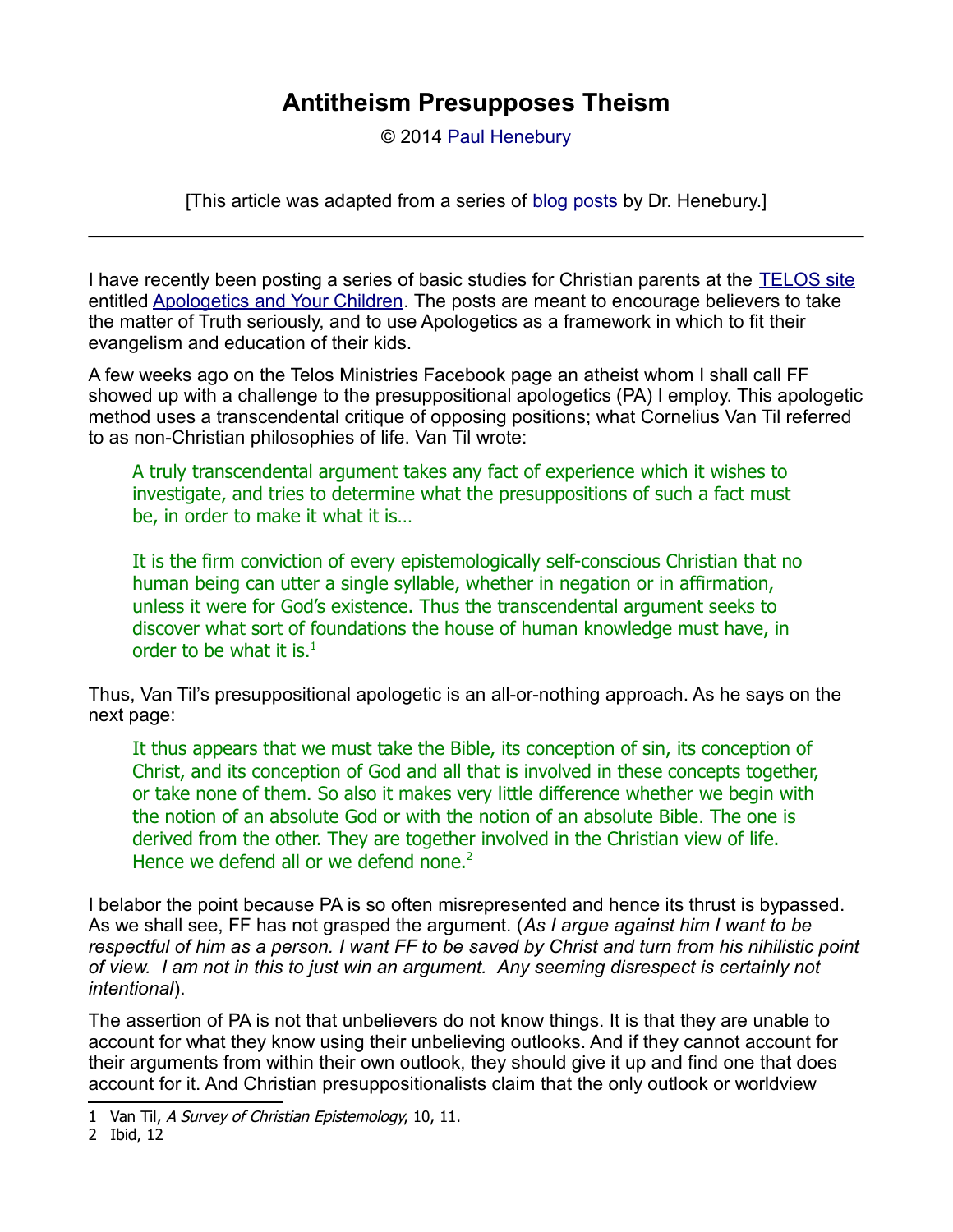# Antitheism Presupposes Theism

© 2014 Paul Henebury

[This article was adapted from a series of blog posts by Dr. Henebury.]

---

I have recently been posting a series of basic studies for Christian parents at the TELOS site entitled Apologetics and Your Children. The posts are meant to encourage believers to take the matter of Truth seriously, and to use Apologetics as a framework in which to fit their evangelism and education of their kids.

A few weeks ago on the Telos Ministries Facebook page an atheist whom I shall call FF showed up with a challenge to the presuppositional apologetics (PA) I employ. This apologetic method uses a transcendental critique of opposing positions; what Cornelius Van Til referred to as non-Christian philosophies of life. Van Til wrote:

> A truly transcendental argument takes any fact of experience which it wishes to investigate, and tries to determine what the presuppositions of such a fact must be, in order to make it what it is…
>
> It is the firm conviction of every epistemologically self-conscious Christian that no human being can utter a single syllable, whether in negation or in affirmation, unless it were for God's existence. Thus the transcendental argument seeks to discover what sort of foundations the house of human knowledge must have, in order to be what it is.[1]

Thus, Van Til's presuppositional apologetic is an all-or-nothing approach. As he says on the next page:

> It thus appears that we must take the Bible, its conception of sin, its conception of Christ, and its conception of God and all that is involved in these concepts together, or take none of them. So also it makes very little difference whether we begin with the notion of an absolute God or with the notion of an absolute Bible. The one is derived from the other. They are together involved in the Christian view of life. Hence we defend all or we defend none.[2]

I belabor the point because PA is so often misrepresented and hence its thrust is bypassed. As we shall see, FF has not grasped the argument. (*As I argue against him I want to be respectful of him as a person. I want FF to be saved by Christ and turn from his nihilistic point of view. I am not in this to just win an argument. Any seeming disrespect is certainly not intentional*).

The assertion of PA is not that unbelievers do not know things. It is that they are unable to account for what they know using their unbelieving outlooks. And if they cannot account for their arguments from within their own outlook, they should give it up and find one that does account for it. And Christian presuppositionalists claim that the only outlook or worldview

---

1 Van Til, *A Survey of Christian Epistemology*, 10, 11.

2 Ibid, 12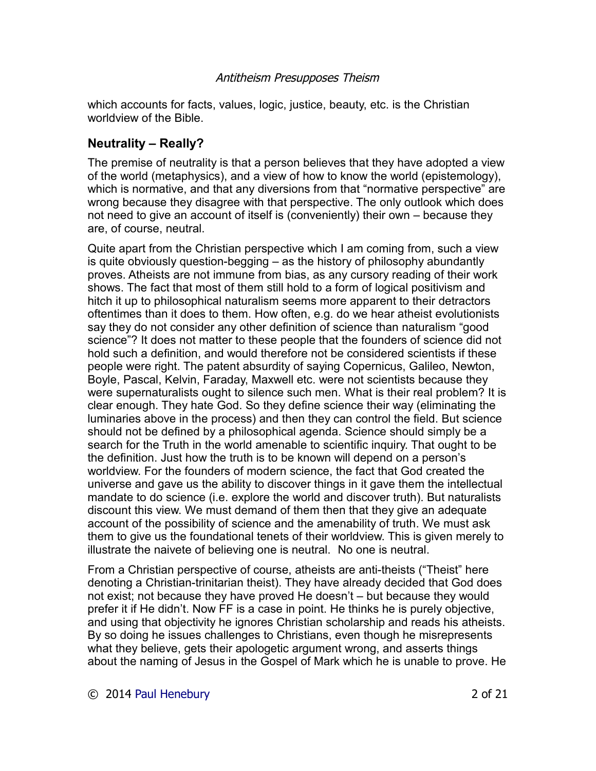which accounts for facts, values, logic, justice, beauty, etc. is the Christian worldview of the Bible.

## Neutrality – Really?

The premise of neutrality is that a person believes that they have adopted a view of the world (metaphysics), and a view of how to know the world (epistemology), which is normative, and that any diversions from that "normative perspective" are wrong because they disagree with that perspective. The only outlook which does not need to give an account of itself is (conveniently) their own – because they are, of course, neutral.

Quite apart from the Christian perspective which I am coming from, such a view is quite obviously question-begging – as the history of philosophy abundantly proves. Atheists are not immune from bias, as any cursory reading of their work shows. The fact that most of them still hold to a form of logical positivism and hitch it up to philosophical naturalism seems more apparent to their detractors oftentimes than it does to them. How often, e.g. do we hear atheist evolutionists say they do not consider any other definition of science than naturalism "good science"? It does not matter to these people that the founders of science did not hold such a definition, and would therefore not be considered scientists if these people were right. The patent absurdity of saying Copernicus, Galileo, Newton, Boyle, Pascal, Kelvin, Faraday, Maxwell etc. were not scientists because they were supernaturalists ought to silence such men. What is their real problem? It is clear enough. They hate God. So they define science their way (eliminating the luminaries above in the process) and then they can control the field. But science should not be defined by a philosophical agenda. Science should simply be a search for the Truth in the world amenable to scientific inquiry. That ought to be the definition. Just how the truth is to be known will depend on a person's worldview. For the founders of modern science, the fact that God created the universe and gave us the ability to discover things in it gave them the intellectual mandate to do science (i.e. explore the world and discover truth). But naturalists discount this view. We must demand of them then that they give an adequate account of the possibility of science and the amenability of truth. We must ask them to give us the foundational tenets of their worldview. This is given merely to illustrate the naivete of believing one is neutral. No one is neutral.

From a Christian perspective of course, atheists are anti-theists ("Theist" here denoting a Christian-trinitarian theist). They have already decided that God does not exist; not because they have proved He doesn't – but because they would prefer it if He didn't. Now FF is a case in point. He thinks he is purely objective, and using that objectivity he ignores Christian scholarship and reads his atheists. By so doing he issues challenges to Christians, even though he misrepresents what they believe, gets their apologetic argument wrong, and asserts things about the naming of Jesus in the Gospel of Mark which he is unable to prove. He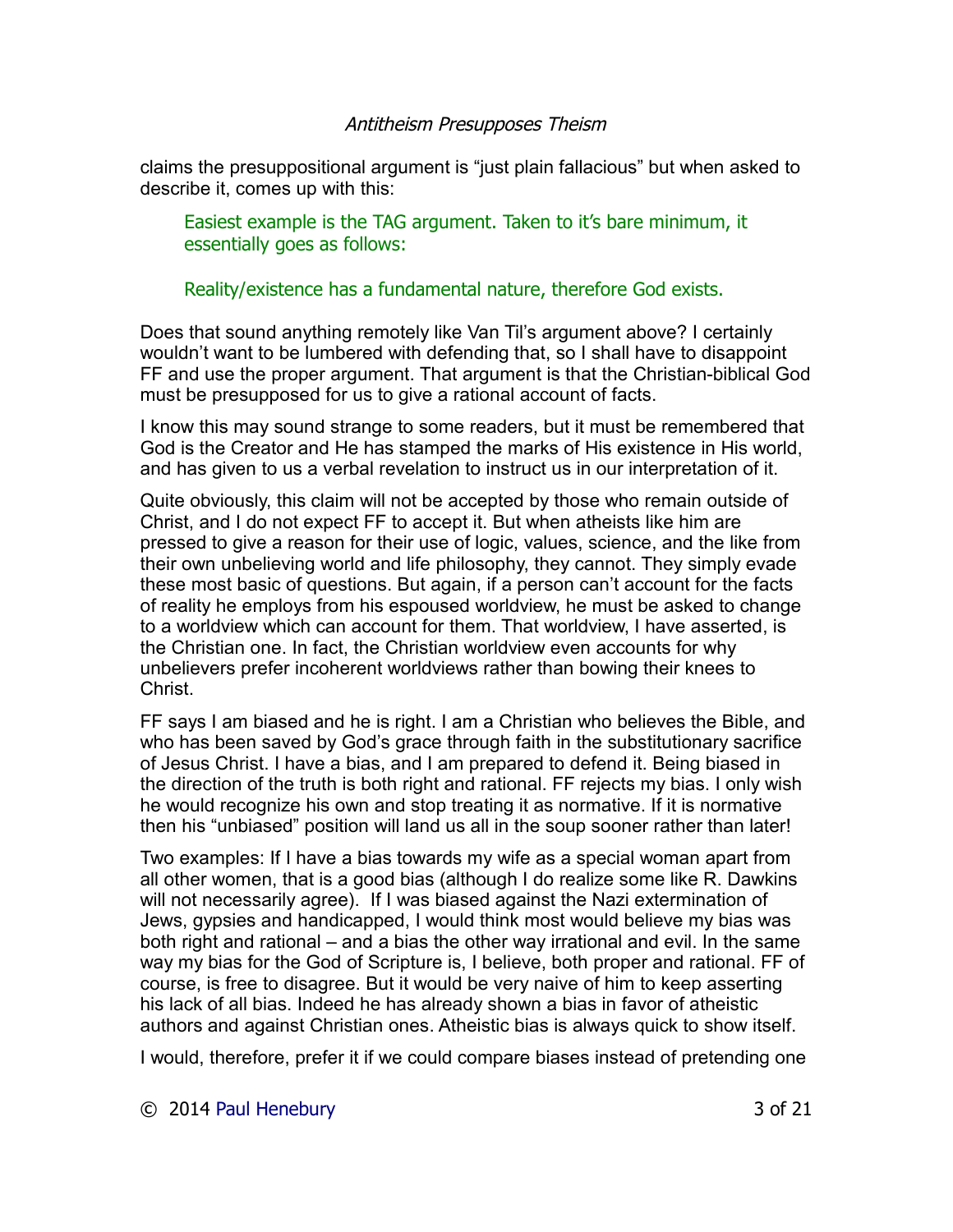claims the presuppositional argument is “just plain fallacious” but when asked to describe it, comes up with this:

> Easiest example is the TAG argument. Taken to it’s bare minimum, it essentially goes as follows:
>
> Reality/existence has a fundamental nature, therefore God exists.

Does that sound anything remotely like Van Til’s argument above? I certainly wouldn’t want to be lumbered with defending that, so I shall have to disappoint FF and use the proper argument. That argument is that the Christian-biblical God must be presupposed for us to give a rational account of facts.

I know this may sound strange to some readers, but it must be remembered that God is the Creator and He has stamped the marks of His existence in His world, and has given to us a verbal revelation to instruct us in our interpretation of it.

Quite obviously, this claim will not be accepted by those who remain outside of Christ, and I do not expect FF to accept it. But when atheists like him are pressed to give a reason for their use of logic, values, science, and the like from their own unbelieving world and life philosophy, they cannot. They simply evade these most basic of questions. But again, if a person can’t account for the facts of reality he employs from his espoused worldview, he must be asked to change to a worldview which can account for them. That worldview, I have asserted, is the Christian one. In fact, the Christian worldview even accounts for why unbelievers prefer incoherent worldviews rather than bowing their knees to Christ.

FF says I am biased and he is right. I am a Christian who believes the Bible, and who has been saved by God’s grace through faith in the substitutionary sacrifice of Jesus Christ. I have a bias, and I am prepared to defend it. Being biased in the direction of the truth is both right and rational. FF rejects my bias. I only wish he would recognize his own and stop treating it as normative. If it is normative then his “unbiased” position will land us all in the soup sooner rather than later!

Two examples: If I have a bias towards my wife as a special woman apart from all other women, that is a good bias (although I do realize some like R. Dawkins will not necessarily agree). If I was biased against the Nazi extermination of Jews, gypsies and handicapped, I would think most would believe my bias was both right and rational – and a bias the other way irrational and evil. In the same way my bias for the God of Scripture is, I believe, both proper and rational. FF of course, is free to disagree. But it would be very naive of him to keep asserting his lack of all bias. Indeed he has already shown a bias in favor of atheistic authors and against Christian ones. Atheistic bias is always quick to show itself.

I would, therefore, prefer it if we could compare biases instead of pretending one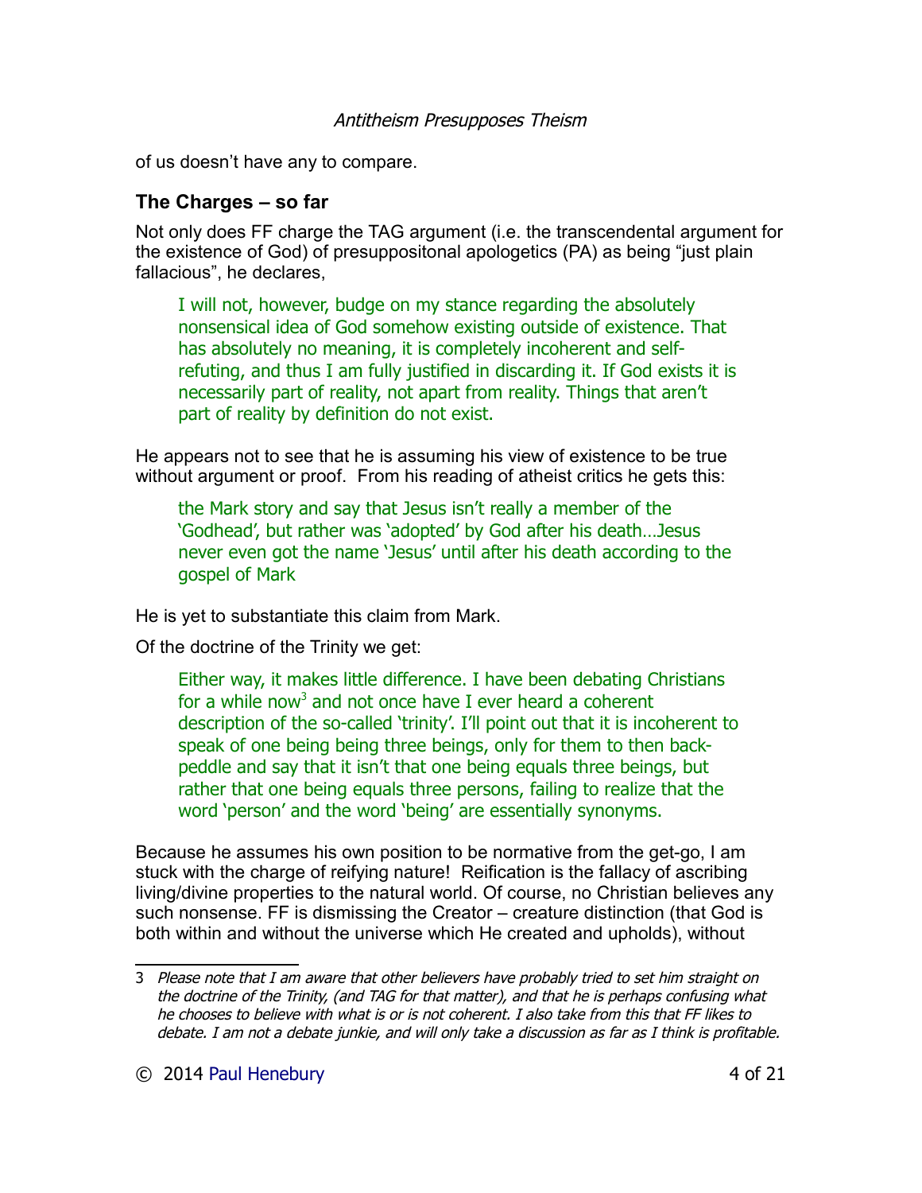of us doesn't have any to compare.

## The Charges – so far

Not only does FF charge the TAG argument (i.e. the transcendental argument for the existence of God) of presuppositonal apologetics (PA) as being "just plain fallacious", he declares,

> I will not, however, budge on my stance regarding the absolutely nonsensical idea of God somehow existing outside of existence. That has absolutely no meaning, it is completely incoherent and self-refuting, and thus I am fully justified in discarding it. If God exists it is necessarily part of reality, not apart from reality. Things that aren't part of reality by definition do not exist.

He appears not to see that he is assuming his view of existence to be true without argument or proof. From his reading of atheist critics he gets this:

> the Mark story and say that Jesus isn't really a member of the 'Godhead', but rather was 'adopted' by God after his death…Jesus never even got the name 'Jesus' until after his death according to the gospel of Mark

He is yet to substantiate this claim from Mark.

Of the doctrine of the Trinity we get:

> Either way, it makes little difference. I have been debating Christians for a while now[3] and not once have I ever heard a coherent description of the so-called 'trinity'. I'll point out that it is incoherent to speak of one being being three beings, only for them to then back-peddle and say that it isn't that one being equals three beings, but rather that one being equals three persons, failing to realize that the word 'person' and the word 'being' are essentially synonyms.

Because he assumes his own position to be normative from the get-go, I am stuck with the charge of reifying nature! Reification is the fallacy of ascribing living/divine properties to the natural world. Of course, no Christian believes any such nonsense. FF is dismissing the Creator – creature distinction (that God is both within and without the universe which He created and upholds), without

---

3 *Please note that I am aware that other believers have probably tried to set him straight on the doctrine of the Trinity, (and TAG for that matter), and that he is perhaps confusing what he chooses to believe with what is or is not coherent. I also take from this that FF likes to debate. I am not a debate junkie, and will only take a discussion as far as I think is profitable.*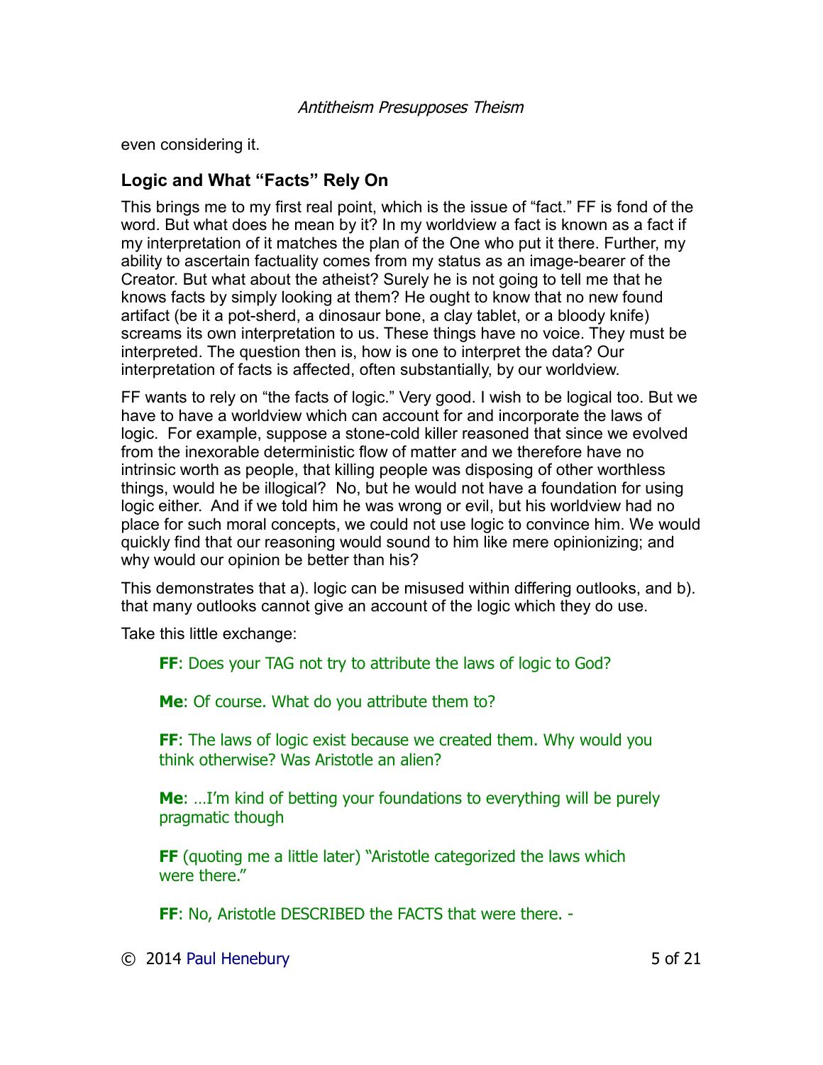even considering it.

## Logic and What "Facts" Rely On

This brings me to my first real point, which is the issue of "fact." FF is fond of the word. But what does he mean by it? In my worldview a fact is known as a fact if my interpretation of it matches the plan of the One who put it there. Further, my ability to ascertain factuality comes from my status as an image-bearer of the Creator. But what about the atheist? Surely he is not going to tell me that he knows facts by simply looking at them? He ought to know that no new found artifact (be it a pot-sherd, a dinosaur bone, a clay tablet, or a bloody knife) screams its own interpretation to us. These things have no voice. They must be interpreted. The question then is, how is one to interpret the data? Our interpretation of facts is affected, often substantially, by our worldview.

FF wants to rely on "the facts of logic." Very good. I wish to be logical too. But we have to have a worldview which can account for and incorporate the laws of logic. For example, suppose a stone-cold killer reasoned that since we evolved from the inexorable deterministic flow of matter and we therefore have no intrinsic worth as people, that killing people was disposing of other worthless things, would he be illogical? No, but he would not have a foundation for using logic either. And if we told him he was wrong or evil, but his worldview had no place for such moral concepts, we could not use logic to convince him. We would quickly find that our reasoning would sound to him like mere opinionizing; and why would our opinion be better than his?

This demonstrates that a). logic can be misused within differing outlooks, and b). that many outlooks cannot give an account of the logic which they do use.

Take this little exchange:

> **FF**: Does your TAG not try to attribute the laws of logic to God?
>
> **Me**: Of course. What do you attribute them to?
>
> **FF**: The laws of logic exist because we created them. Why would you think otherwise? Was Aristotle an alien?
>
> **Me**: …I'm kind of betting your foundations to everything will be purely pragmatic though
>
> **FF** (quoting me a little later) "Aristotle categorized the laws which were there."
>
> **FF**: No, Aristotle DESCRIBED the FACTS that were there. -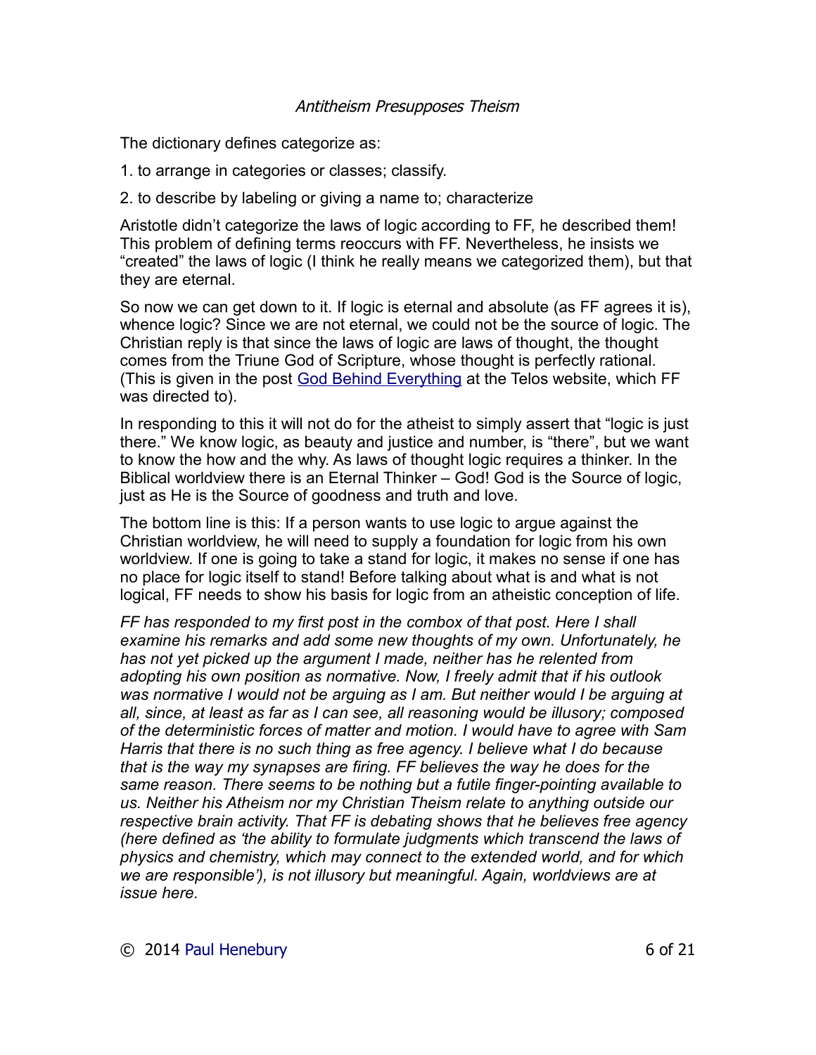The dictionary defines categorize as:

1. to arrange in categories or classes; classify.

2. to describe by labeling or giving a name to; characterize

Aristotle didn't categorize the laws of logic according to FF, he described them! This problem of defining terms reoccurs with FF. Nevertheless, he insists we "created" the laws of logic (I think he really means we categorized them), but that they are eternal.

So now we can get down to it. If logic is eternal and absolute (as FF agrees it is), whence logic? Since we are not eternal, we could not be the source of logic. The Christian reply is that since the laws of logic are laws of thought, the thought comes from the Triune God of Scripture, whose thought is perfectly rational. (This is given in the post God Behind Everything at the Telos website, which FF was directed to).

In responding to this it will not do for the atheist to simply assert that "logic is just there." We know logic, as beauty and justice and number, is "there", but we want to know the how and the why. As laws of thought logic requires a thinker. In the Biblical worldview there is an Eternal Thinker – God! God is the Source of logic, just as He is the Source of goodness and truth and love.

The bottom line is this: If a person wants to use logic to argue against the Christian worldview, he will need to supply a foundation for logic from his own worldview. If one is going to take a stand for logic, it makes no sense if one has no place for logic itself to stand! Before talking about what is and what is not logical, FF needs to show his basis for logic from an atheistic conception of life.

*FF has responded to my first post in the combox of that post. Here I shall examine his remarks and add some new thoughts of my own. Unfortunately, he has not yet picked up the argument I made, neither has he relented from adopting his own position as normative. Now, I freely admit that if his outlook was normative I would not be arguing as I am. But neither would I be arguing at all, since, at least as far as I can see, all reasoning would be illusory; composed of the deterministic forces of matter and motion. I would have to agree with Sam Harris that there is no such thing as free agency. I believe what I do because that is the way my synapses are firing. FF believes the way he does for the same reason. There seems to be nothing but a futile finger-pointing available to us. Neither his Atheism nor my Christian Theism relate to anything outside our respective brain activity. That FF is debating shows that he believes free agency (here defined as 'the ability to formulate judgments which transcend the laws of physics and chemistry, which may connect to the extended world, and for which we are responsible'), is not illusory but meaningful. Again, worldviews are at issue here.*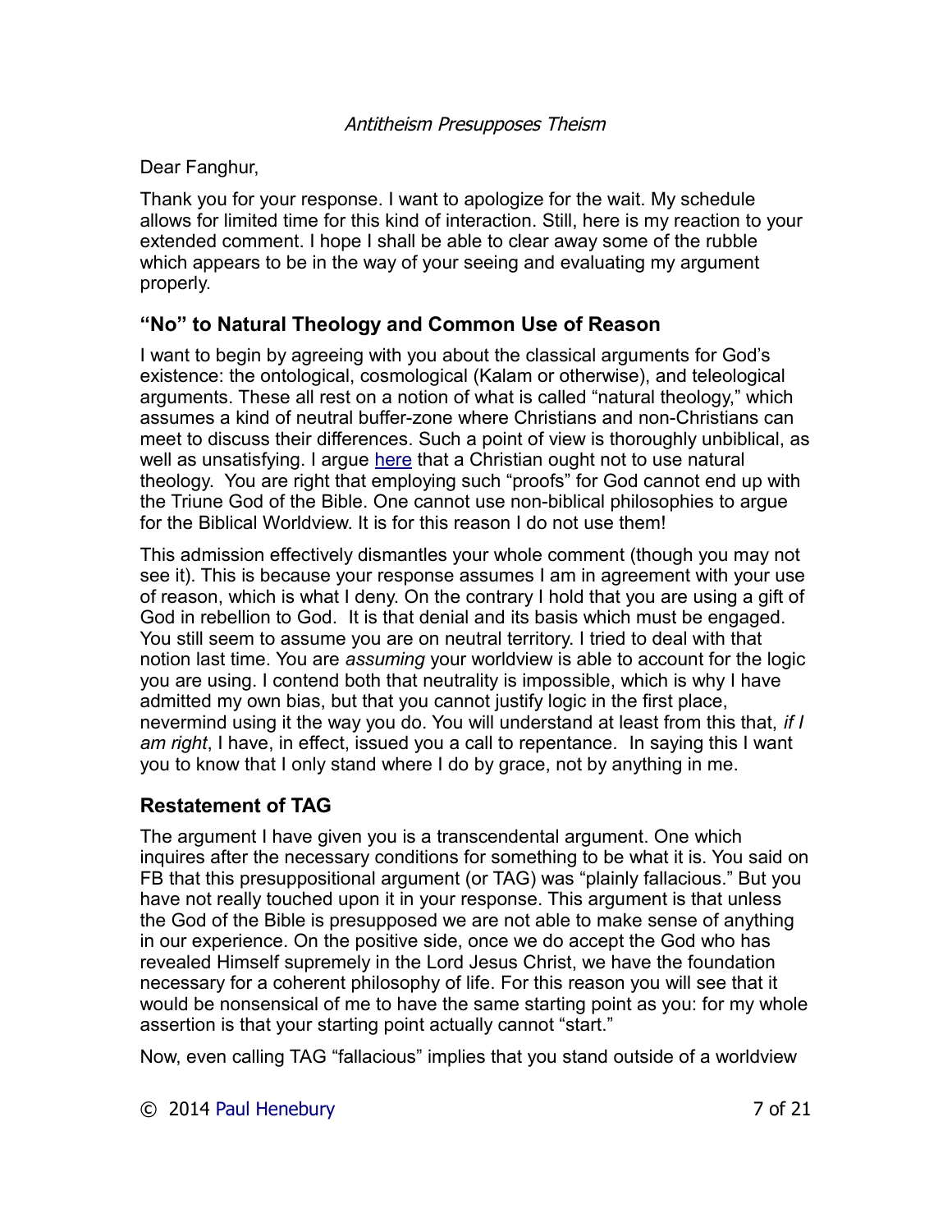*Antitheism Presupposes Theism*

Dear Fanghur,

Thank you for your response. I want to apologize for the wait. My schedule allows for limited time for this kind of interaction. Still, here is my reaction to your extended comment. I hope I shall be able to clear away some of the rubble which appears to be in the way of your seeing and evaluating my argument properly.

## "No" to Natural Theology and Common Use of Reason

I want to begin by agreeing with you about the classical arguments for God's existence: the ontological, cosmological (Kalam or otherwise), and teleological arguments. These all rest on a notion of what is called "natural theology," which assumes a kind of neutral buffer-zone where Christians and non-Christians can meet to discuss their differences. Such a point of view is thoroughly unbiblical, as well as unsatisfying. I argue here that a Christian ought not to use natural theology. You are right that employing such "proofs" for God cannot end up with the Triune God of the Bible. One cannot use non-biblical philosophies to argue for the Biblical Worldview. It is for this reason I do not use them!

This admission effectively dismantles your whole comment (though you may not see it). This is because your response assumes I am in agreement with your use of reason, which is what I deny. On the contrary I hold that you are using a gift of God in rebellion to God. It is that denial and its basis which must be engaged. You still seem to assume you are on neutral territory. I tried to deal with that notion last time. You are *assuming* your worldview is able to account for the logic you are using. I contend both that neutrality is impossible, which is why I have admitted my own bias, but that you cannot justify logic in the first place, nevermind using it the way you do. You will understand at least from this that, *if I am right*, I have, in effect, issued you a call to repentance. In saying this I want you to know that I only stand where I do by grace, not by anything in me.

## Restatement of TAG

The argument I have given you is a transcendental argument. One which inquires after the necessary conditions for something to be what it is. You said on FB that this presuppositional argument (or TAG) was "plainly fallacious." But you have not really touched upon it in your response. This argument is that unless the God of the Bible is presupposed we are not able to make sense of anything in our experience. On the positive side, once we do accept the God who has revealed Himself supremely in the Lord Jesus Christ, we have the foundation necessary for a coherent philosophy of life. For this reason you will see that it would be nonsensical of me to have the same starting point as you: for my whole assertion is that your starting point actually cannot "start."

Now, even calling TAG "fallacious" implies that you stand outside of a worldview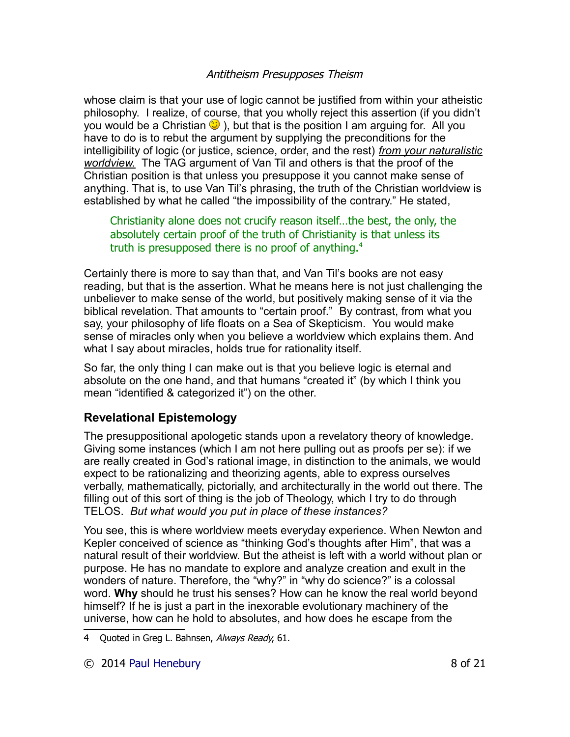whose claim is that your use of logic cannot be justified from within your atheistic philosophy. I realize, of course, that you wholly reject this assertion (if you didn't you would be a Christian 😉 ), but that is the position I am arguing for. All you have to do is to rebut the argument by supplying the preconditions for the intelligibility of logic (or justice, science, order, and the rest) *from your naturalistic worldview.* The TAG argument of Van Til and others is that the proof of the Christian position is that unless you presuppose it you cannot make sense of anything. That is, to use Van Til's phrasing, the truth of the Christian worldview is established by what he called "the impossibility of the contrary." He stated,

> Christianity alone does not crucify reason itself…the best, the only, the absolutely certain proof of the truth of Christianity is that unless its truth is presupposed there is no proof of anything.[4]

Certainly there is more to say than that, and Van Til's books are not easy reading, but that is the assertion. What he means here is not just challenging the unbeliever to make sense of the world, but positively making sense of it via the biblical revelation. That amounts to "certain proof." By contrast, from what you say, your philosophy of life floats on a Sea of Skepticism. You would make sense of miracles only when you believe a worldview which explains them. And what I say about miracles, holds true for rationality itself.

So far, the only thing I can make out is that you believe logic is eternal and absolute on the one hand, and that humans "created it" (by which I think you mean "identified & categorized it") on the other.

## Revelational Epistemology

The presuppositional apologetic stands upon a revelatory theory of knowledge. Giving some instances (which I am not here pulling out as proofs per se): if we are really created in God's rational image, in distinction to the animals, we would expect to be rationalizing and theorizing agents, able to express ourselves verbally, mathematically, pictorially, and architecturally in the world out there. The filling out of this sort of thing is the job of Theology, which I try to do through TELOS. *But what would you put in place of these instances?*

You see, this is where worldview meets everyday experience. When Newton and Kepler conceived of science as "thinking God's thoughts after Him", that was a natural result of their worldview. But the atheist is left with a world without plan or purpose. He has no mandate to explore and analyze creation and exult in the wonders of nature. Therefore, the "why?" in "why do science?" is a colossal word. **Why** should he trust his senses? How can he know the real world beyond himself? If he is just a part in the inexorable evolutionary machinery of the universe, how can he hold to absolutes, and how does he escape from the

---

4 Quoted in Greg L. Bahnsen, *Always Ready*, 61.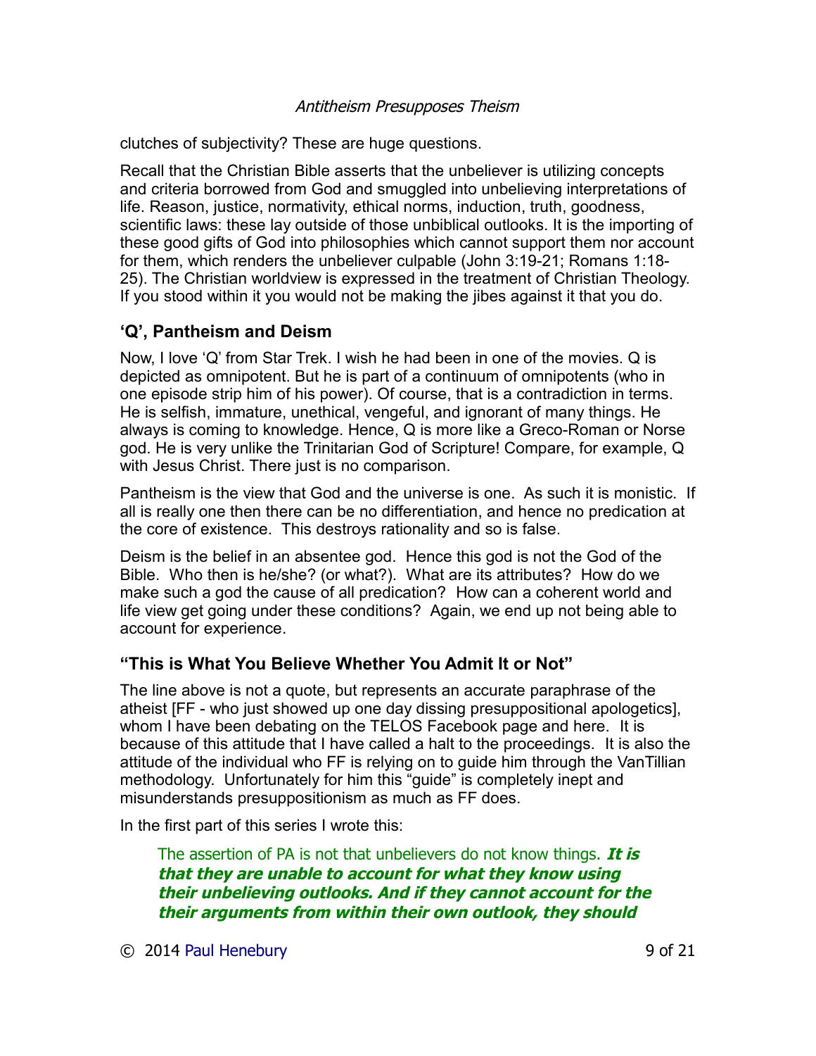clutches of subjectivity? These are huge questions.

Recall that the Christian Bible asserts that the unbeliever is utilizing concepts and criteria borrowed from God and smuggled into unbelieving interpretations of life. Reason, justice, normativity, ethical norms, induction, truth, goodness, scientific laws: these lay outside of those unbiblical outlooks. It is the importing of these good gifts of God into philosophies which cannot support them nor account for them, which renders the unbeliever culpable (John 3:19-21; Romans 1:18-25). The Christian worldview is expressed in the treatment of Christian Theology. If you stood within it you would not be making the jibes against it that you do.

### 'Q', Pantheism and Deism

Now, I love 'Q' from Star Trek. I wish he had been in one of the movies. Q is depicted as omnipotent. But he is part of a continuum of omnipotents (who in one episode strip him of his power). Of course, that is a contradiction in terms. He is selfish, immature, unethical, vengeful, and ignorant of many things. He always is coming to knowledge. Hence, Q is more like a Greco-Roman or Norse god. He is very unlike the Trinitarian God of Scripture! Compare, for example, Q with Jesus Christ. There just is no comparison.

Pantheism is the view that God and the universe is one. As such it is monistic. If all is really one then there can be no differentiation, and hence no predication at the core of existence. This destroys rationality and so is false.

Deism is the belief in an absentee god. Hence this god is not the God of the Bible. Who then is he/she? (or what?). What are its attributes? How do we make such a god the cause of all predication? How can a coherent world and life view get going under these conditions? Again, we end up not being able to account for experience.

### "This is What You Believe Whether You Admit It or Not"

The line above is not a quote, but represents an accurate paraphrase of the atheist [FF - who just showed up one day dissing presuppositional apologetics], whom I have been debating on the TELOS Facebook page and here. It is because of this attitude that I have called a halt to the proceedings. It is also the attitude of the individual who FF is relying on to guide him through the VanTillian methodology. Unfortunately for him this "guide" is completely inept and misunderstands presuppositionism as much as FF does.

In the first part of this series I wrote this:

> The assertion of PA is not that unbelievers do not know things. ***It is that they are unable to account for what they know using their unbelieving outlooks. And if they cannot account for the their arguments from within their own outlook, they should***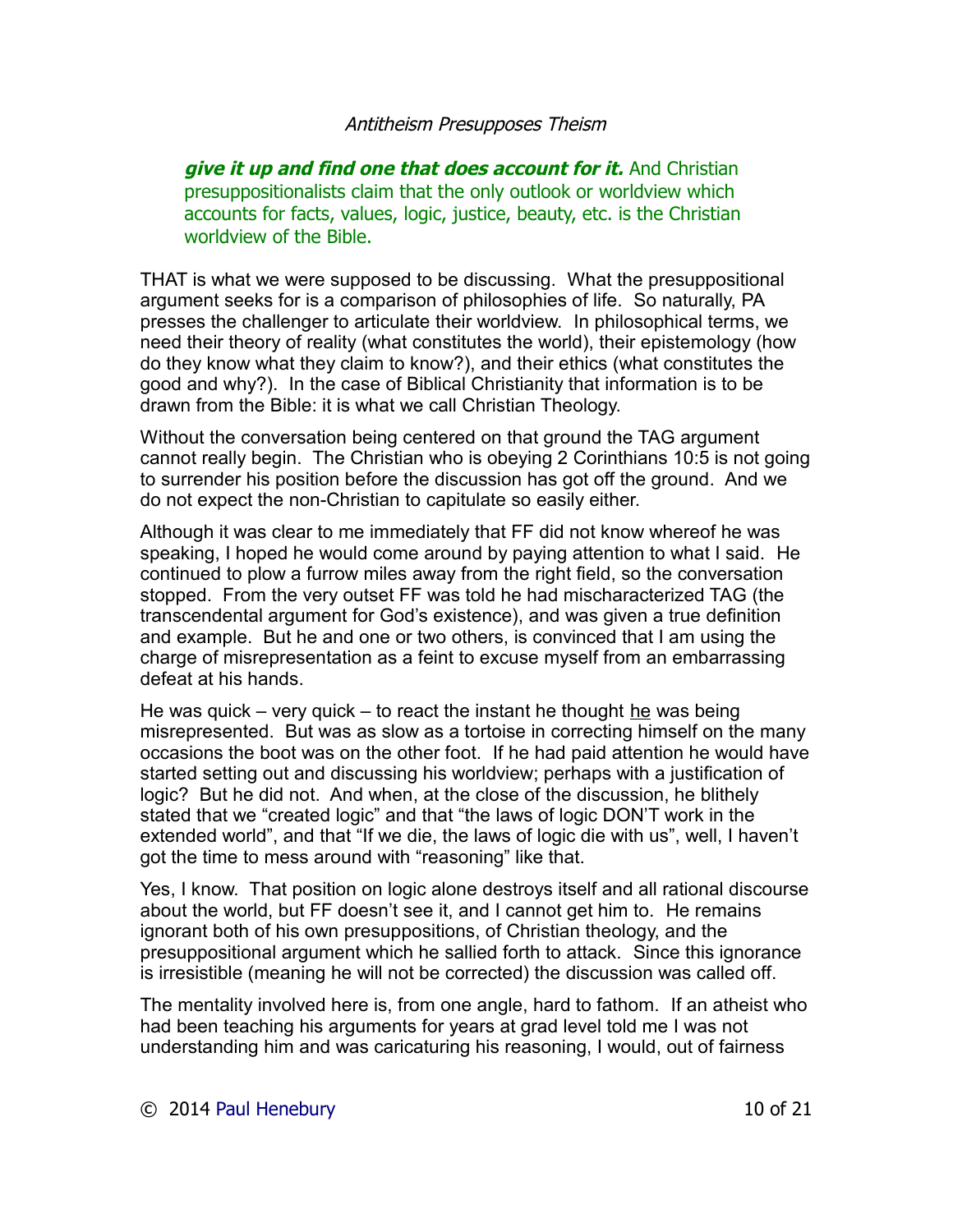***give it up and find one that does account for it.*** And Christian presuppositionalists claim that the only outlook or worldview which accounts for facts, values, logic, justice, beauty, etc. is the Christian worldview of the Bible.

THAT is what we were supposed to be discussing. What the presuppositional argument seeks for is a comparison of philosophies of life. So naturally, PA presses the challenger to articulate their worldview. In philosophical terms, we need their theory of reality (what constitutes the world), their epistemology (how do they know what they claim to know?), and their ethics (what constitutes the good and why?). In the case of Biblical Christianity that information is to be drawn from the Bible: it is what we call Christian Theology.

Without the conversation being centered on that ground the TAG argument cannot really begin. The Christian who is obeying 2 Corinthians 10:5 is not going to surrender his position before the discussion has got off the ground. And we do not expect the non-Christian to capitulate so easily either.

Although it was clear to me immediately that FF did not know whereof he was speaking, I hoped he would come around by paying attention to what I said. He continued to plow a furrow miles away from the right field, so the conversation stopped. From the very outset FF was told he had mischaracterized TAG (the transcendental argument for God's existence), and was given a true definition and example. But he and one or two others, is convinced that I am using the charge of misrepresentation as a feint to excuse myself from an embarrassing defeat at his hands.

He was quick – very quick – to react the instant he thought <u>he</u> was being misrepresented. But was as slow as a tortoise in correcting himself on the many occasions the boot was on the other foot. If he had paid attention he would have started setting out and discussing his worldview; perhaps with a justification of logic? But he did not. And when, at the close of the discussion, he blithely stated that we "created logic" and that "the laws of logic DON'T work in the extended world", and that "If we die, the laws of logic die with us", well, I haven't got the time to mess around with "reasoning" like that.

Yes, I know. That position on logic alone destroys itself and all rational discourse about the world, but FF doesn't see it, and I cannot get him to. He remains ignorant both of his own presuppositions, of Christian theology, and the presuppositional argument which he sallied forth to attack. Since this ignorance is irresistible (meaning he will not be corrected) the discussion was called off.

The mentality involved here is, from one angle, hard to fathom. If an atheist who had been teaching his arguments for years at grad level told me I was not understanding him and was caricaturing his reasoning, I would, out of fairness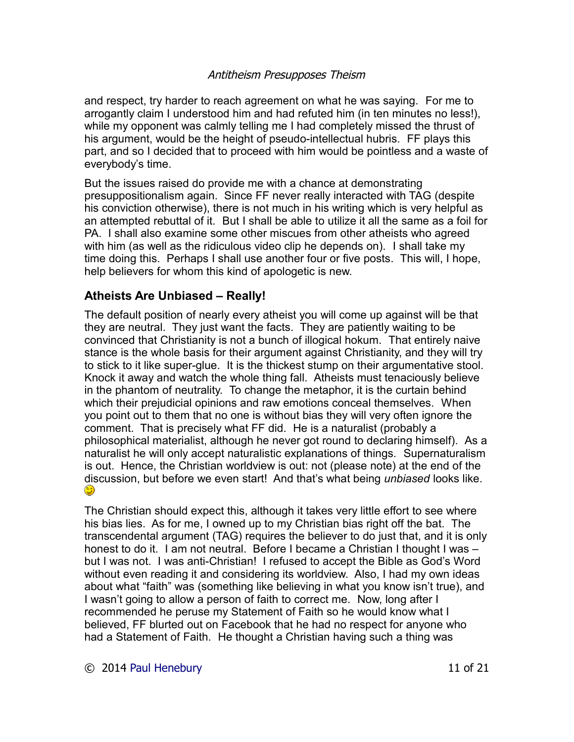and respect, try harder to reach agreement on what he was saying. For me to arrogantly claim I understood him and had refuted him (in ten minutes no less!), while my opponent was calmly telling me I had completely missed the thrust of his argument, would be the height of pseudo-intellectual hubris. FF plays this part, and so I decided that to proceed with him would be pointless and a waste of everybody's time.

But the issues raised do provide me with a chance at demonstrating presuppositionalism again. Since FF never really interacted with TAG (despite his conviction otherwise), there is not much in his writing which is very helpful as an attempted rebuttal of it. But I shall be able to utilize it all the same as a foil for PA. I shall also examine some other miscues from other atheists who agreed with him (as well as the ridiculous video clip he depends on). I shall take my time doing this. Perhaps I shall use another four or five posts. This will, I hope, help believers for whom this kind of apologetic is new.

## Atheists Are Unbiased – Really!

The default position of nearly every atheist you will come up against will be that they are neutral. They just want the facts. They are patiently waiting to be convinced that Christianity is not a bunch of illogical hokum. That entirely naive stance is the whole basis for their argument against Christianity, and they will try to stick to it like super-glue. It is the thickest stump on their argumentative stool. Knock it away and watch the whole thing fall. Atheists must tenaciously believe in the phantom of neutrality. To change the metaphor, it is the curtain behind which their prejudicial opinions and raw emotions conceal themselves. When you point out to them that no one is without bias they will very often ignore the comment. That is precisely what FF did. He is a naturalist (probably a philosophical materialist, although he never got round to declaring himself). As a naturalist he will only accept naturalistic explanations of things. Supernaturalism is out. Hence, the Christian worldview is out: not (please note) at the end of the discussion, but before we even start! And that's what being *unbiased* looks like. 😉

The Christian should expect this, although it takes very little effort to see where his bias lies. As for me, I owned up to my Christian bias right off the bat. The transcendental argument (TAG) requires the believer to do just that, and it is only honest to do it. I am not neutral. Before I became a Christian I thought I was – but I was not. I was anti-Christian! I refused to accept the Bible as God's Word without even reading it and considering its worldview. Also, I had my own ideas about what "faith" was (something like believing in what you know isn't true), and I wasn't going to allow a person of faith to correct me. Now, long after I recommended he peruse my Statement of Faith so he would know what I believed, FF blurted out on Facebook that he had no respect for anyone who had a Statement of Faith. He thought a Christian having such a thing was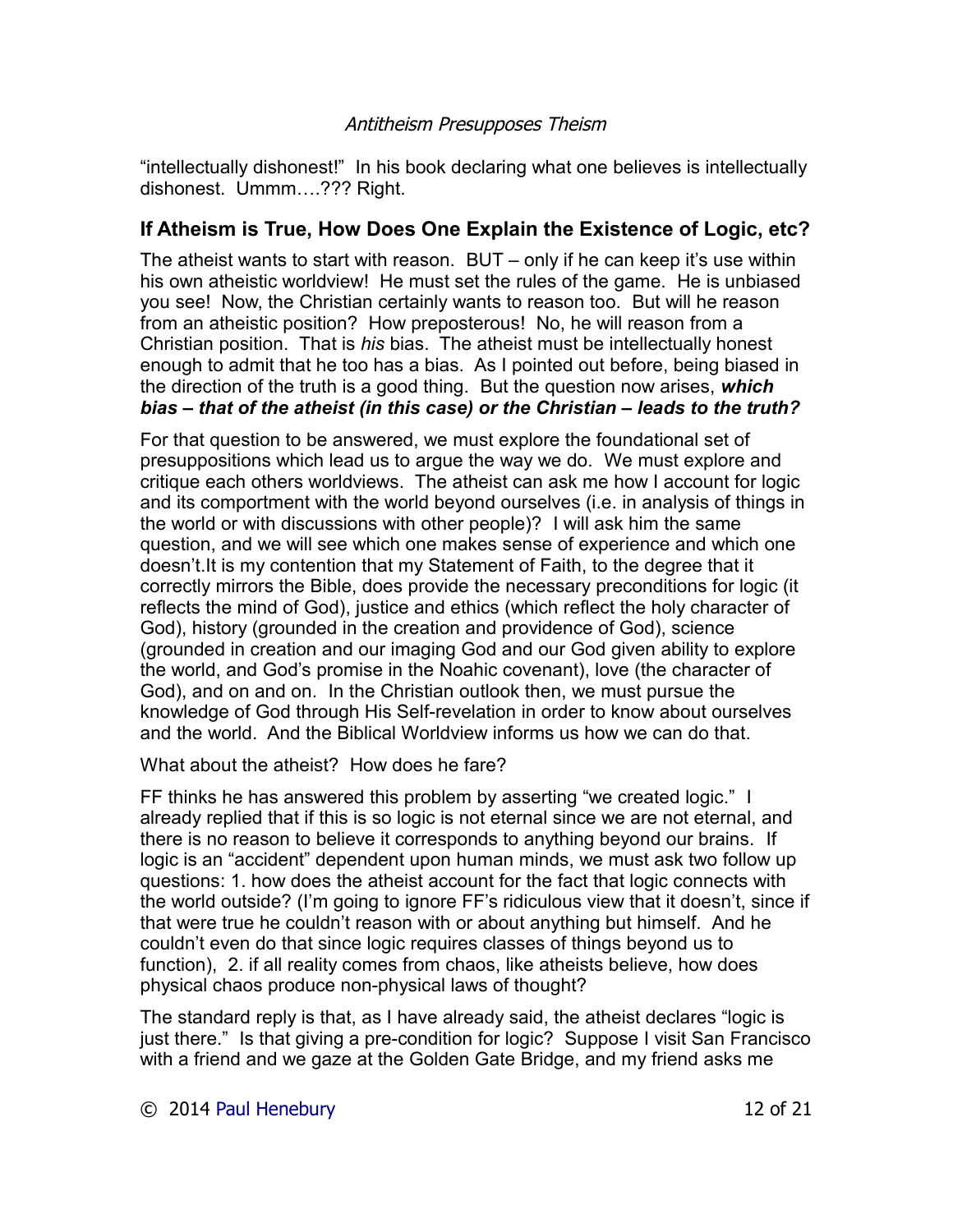"intellectually dishonest!" In his book declaring what one believes is intellectually dishonest. Ummm….??? Right.

## If Atheism is True, How Does One Explain the Existence of Logic, etc?

The atheist wants to start with reason. BUT – only if he can keep it's use within his own atheistic worldview! He must set the rules of the game. He is unbiased you see! Now, the Christian certainly wants to reason too. But will he reason from an atheistic position? How preposterous! No, he will reason from a Christian position. That is *his* bias. The atheist must be intellectually honest enough to admit that he too has a bias. As I pointed out before, being biased in the direction of the truth is a good thing. But the question now arises, ***which bias – that of the atheist (in this case) or the Christian – leads to the truth?***

For that question to be answered, we must explore the foundational set of presuppositions which lead us to argue the way we do. We must explore and critique each others worldviews. The atheist can ask me how I account for logic and its comportment with the world beyond ourselves (i.e. in analysis of things in the world or with discussions with other people)? I will ask him the same question, and we will see which one makes sense of experience and which one doesn't.It is my contention that my Statement of Faith, to the degree that it correctly mirrors the Bible, does provide the necessary preconditions for logic (it reflects the mind of God), justice and ethics (which reflect the holy character of God), history (grounded in the creation and providence of God), science (grounded in creation and our imaging God and our God given ability to explore the world, and God's promise in the Noahic covenant), love (the character of God), and on and on. In the Christian outlook then, we must pursue the knowledge of God through His Self-revelation in order to know about ourselves and the world. And the Biblical Worldview informs us how we can do that.

What about the atheist? How does he fare?

FF thinks he has answered this problem by asserting "we created logic." I already replied that if this is so logic is not eternal since we are not eternal, and there is no reason to believe it corresponds to anything beyond our brains. If logic is an "accident" dependent upon human minds, we must ask two follow up questions: 1. how does the atheist account for the fact that logic connects with the world outside? (I'm going to ignore FF's ridiculous view that it doesn't, since if that were true he couldn't reason with or about anything but himself. And he couldn't even do that since logic requires classes of things beyond us to function), 2. if all reality comes from chaos, like atheists believe, how does physical chaos produce non-physical laws of thought?

The standard reply is that, as I have already said, the atheist declares "logic is just there." Is that giving a pre-condition for logic? Suppose I visit San Francisco with a friend and we gaze at the Golden Gate Bridge, and my friend asks me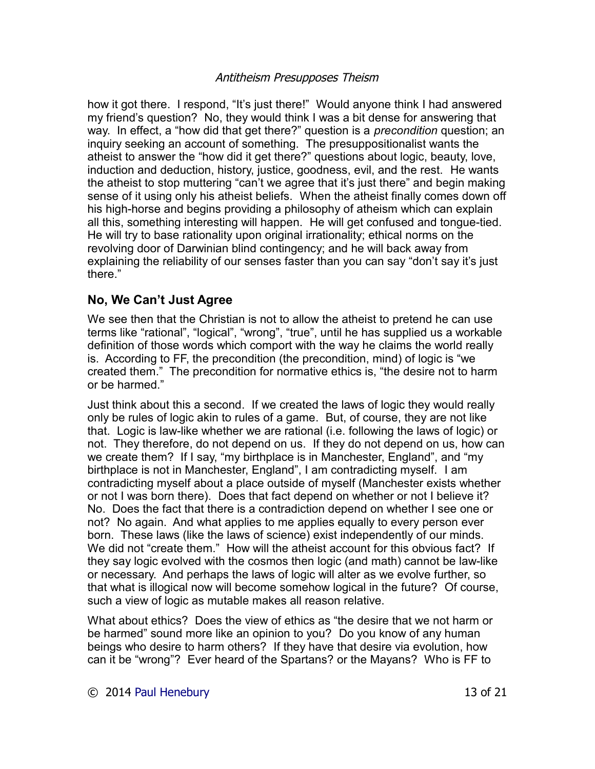how it got there. I respond, "It's just there!" Would anyone think I had answered my friend's question? No, they would think I was a bit dense for answering that way. In effect, a "how did that get there?" question is a *precondition* question; an inquiry seeking an account of something. The presuppositionalist wants the atheist to answer the "how did it get there?" questions about logic, beauty, love, induction and deduction, history, justice, goodness, evil, and the rest. He wants the atheist to stop muttering "can't we agree that it's just there" and begin making sense of it using only his atheist beliefs. When the atheist finally comes down off his high-horse and begins providing a philosophy of atheism which can explain all this, something interesting will happen. He will get confused and tongue-tied. He will try to base rationality upon original irrationality; ethical norms on the revolving door of Darwinian blind contingency; and he will back away from explaining the reliability of our senses faster than you can say "don't say it's just there."

## No, We Can't Just Agree

We see then that the Christian is not to allow the atheist to pretend he can use terms like "rational", "logical", "wrong", "true", until he has supplied us a workable definition of those words which comport with the way he claims the world really is. According to FF, the precondition (the precondition, mind) of logic is "we created them." The precondition for normative ethics is, "the desire not to harm or be harmed."

Just think about this a second. If we created the laws of logic they would really only be rules of logic akin to rules of a game. But, of course, they are not like that. Logic is law-like whether we are rational (i.e. following the laws of logic) or not. They therefore, do not depend on us. If they do not depend on us, how can we create them? If I say, "my birthplace is in Manchester, England", and "my birthplace is not in Manchester, England", I am contradicting myself. I am contradicting myself about a place outside of myself (Manchester exists whether or not I was born there). Does that fact depend on whether or not I believe it? No. Does the fact that there is a contradiction depend on whether I see one or not? No again. And what applies to me applies equally to every person ever born. These laws (like the laws of science) exist independently of our minds. We did not "create them." How will the atheist account for this obvious fact? If they say logic evolved with the cosmos then logic (and math) cannot be law-like or necessary. And perhaps the laws of logic will alter as we evolve further, so that what is illogical now will become somehow logical in the future? Of course, such a view of logic as mutable makes all reason relative.

What about ethics? Does the view of ethics as "the desire that we not harm or be harmed" sound more like an opinion to you? Do you know of any human beings who desire to harm others? If they have that desire via evolution, how can it be "wrong"? Ever heard of the Spartans? or the Mayans? Who is FF to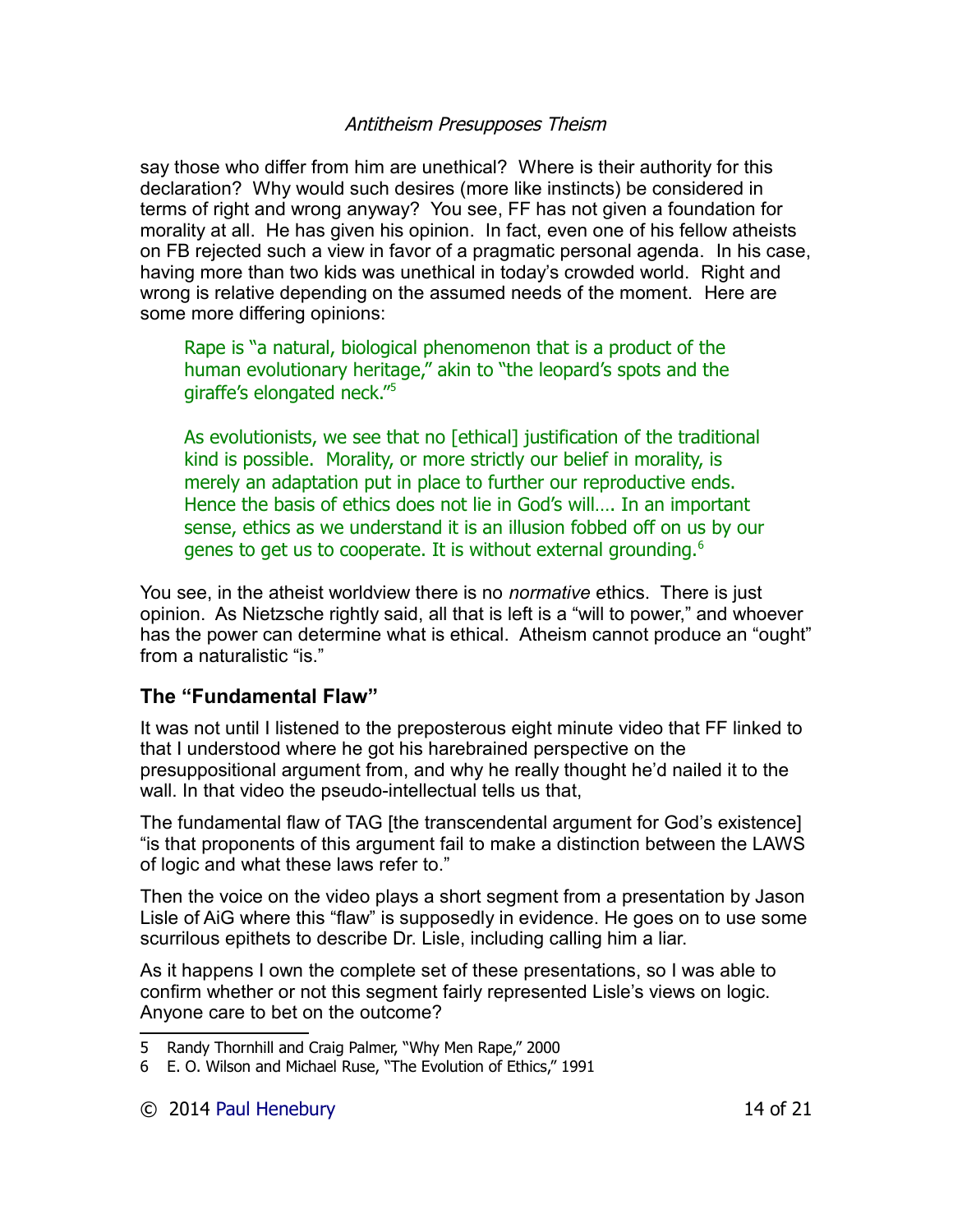say those who differ from him are unethical? Where is their authority for this declaration? Why would such desires (more like instincts) be considered in terms of right and wrong anyway? You see, FF has not given a foundation for morality at all. He has given his opinion. In fact, even one of his fellow atheists on FB rejected such a view in favor of a pragmatic personal agenda. In his case, having more than two kids was unethical in today's crowded world. Right and wrong is relative depending on the assumed needs of the moment. Here are some more differing opinions:

> Rape is "a natural, biological phenomenon that is a product of the human evolutionary heritage," akin to "the leopard's spots and the giraffe's elongated neck."[5]
>
> As evolutionists, we see that no [ethical] justification of the traditional kind is possible. Morality, or more strictly our belief in morality, is merely an adaptation put in place to further our reproductive ends. Hence the basis of ethics does not lie in God's will…. In an important sense, ethics as we understand it is an illusion fobbed off on us by our genes to get us to cooperate. It is without external grounding.[6]

You see, in the atheist worldview there is no *normative* ethics. There is just opinion. As Nietzsche rightly said, all that is left is a "will to power," and whoever has the power can determine what is ethical. Atheism cannot produce an "ought" from a naturalistic "is."

## The "Fundamental Flaw"

It was not until I listened to the preposterous eight minute video that FF linked to that I understood where he got his harebrained perspective on the presuppositional argument from, and why he really thought he'd nailed it to the wall. In that video the pseudo-intellectual tells us that,

The fundamental flaw of TAG [the transcendental argument for God's existence] "is that proponents of this argument fail to make a distinction between the LAWS of logic and what these laws refer to."

Then the voice on the video plays a short segment from a presentation by Jason Lisle of AiG where this "flaw" is supposedly in evidence. He goes on to use some scurrilous epithets to describe Dr. Lisle, including calling him a liar.

As it happens I own the complete set of these presentations, so I was able to confirm whether or not this segment fairly represented Lisle's views on logic. Anyone care to bet on the outcome?

---

5 Randy Thornhill and Craig Palmer, "Why Men Rape," 2000

6 E. O. Wilson and Michael Ruse, "The Evolution of Ethics," 1991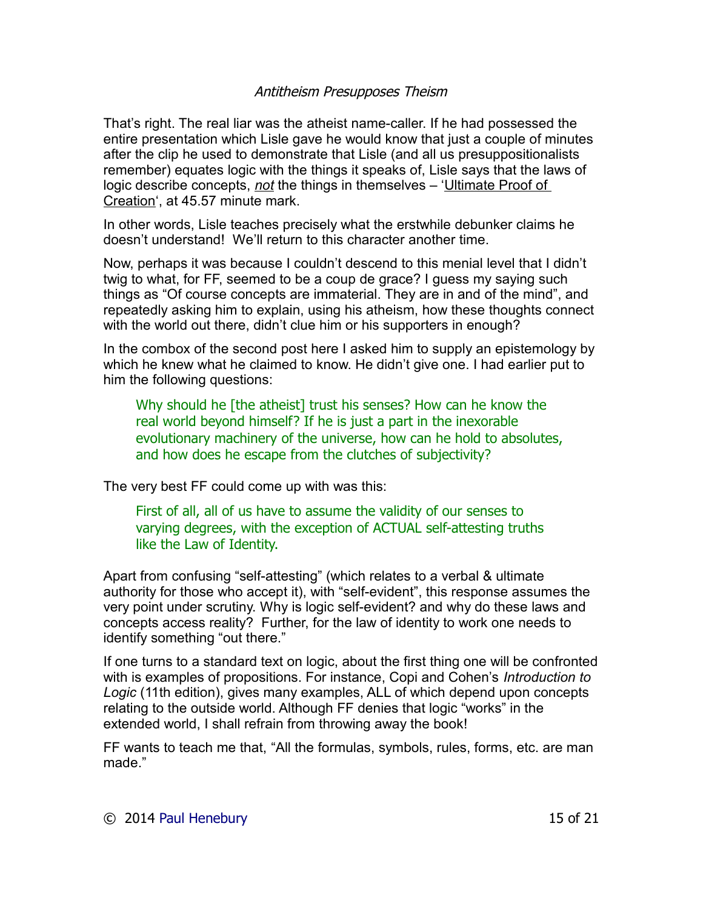That's right. The real liar was the atheist name-caller. If he had possessed the entire presentation which Lisle gave he would know that just a couple of minutes after the clip he used to demonstrate that Lisle (and all us presuppositionalists remember) equates logic with the things it speaks of, Lisle says that the laws of logic describe concepts, *not* the things in themselves – 'Ultimate Proof of Creation', at 45.57 minute mark.

In other words, Lisle teaches precisely what the erstwhile debunker claims he doesn't understand! We'll return to this character another time.

Now, perhaps it was because I couldn't descend to this menial level that I didn't twig to what, for FF, seemed to be a coup de grace? I guess my saying such things as "Of course concepts are immaterial. They are in and of the mind", and repeatedly asking him to explain, using his atheism, how these thoughts connect with the world out there, didn't clue him or his supporters in enough?

In the combox of the second post here I asked him to supply an epistemology by which he knew what he claimed to know. He didn't give one. I had earlier put to him the following questions:

> Why should he [the atheist] trust his senses? How can he know the real world beyond himself? If he is just a part in the inexorable evolutionary machinery of the universe, how can he hold to absolutes, and how does he escape from the clutches of subjectivity?

The very best FF could come up with was this:

> First of all, all of us have to assume the validity of our senses to varying degrees, with the exception of ACTUAL self-attesting truths like the Law of Identity.

Apart from confusing "self-attesting" (which relates to a verbal & ultimate authority for those who accept it), with "self-evident", this response assumes the very point under scrutiny. Why is logic self-evident? and why do these laws and concepts access reality? Further, for the law of identity to work one needs to identify something "out there."

If one turns to a standard text on logic, about the first thing one will be confronted with is examples of propositions. For instance, Copi and Cohen's *Introduction to Logic* (11th edition), gives many examples, ALL of which depend upon concepts relating to the outside world. Although FF denies that logic "works" in the extended world, I shall refrain from throwing away the book!

FF wants to teach me that, "All the formulas, symbols, rules, forms, etc. are man made."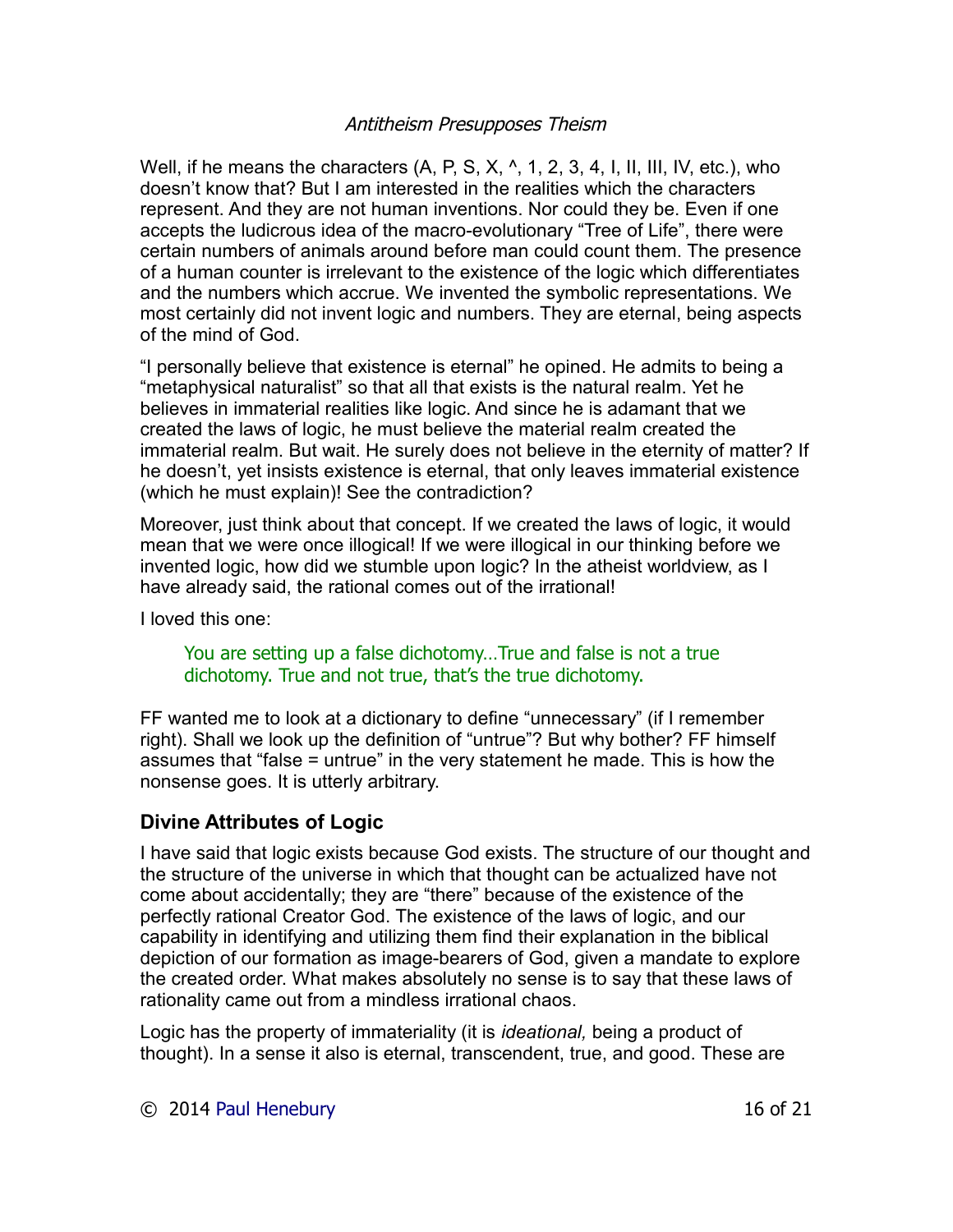Well, if he means the characters (A, P, S, X, ^, 1, 2, 3, 4, I, II, III, IV, etc.), who doesn't know that? But I am interested in the realities which the characters represent. And they are not human inventions. Nor could they be. Even if one accepts the ludicrous idea of the macro-evolutionary "Tree of Life", there were certain numbers of animals around before man could count them. The presence of a human counter is irrelevant to the existence of the logic which differentiates and the numbers which accrue. We invented the symbolic representations. We most certainly did not invent logic and numbers. They are eternal, being aspects of the mind of God.

"I personally believe that existence is eternal" he opined. He admits to being a "metaphysical naturalist" so that all that exists is the natural realm. Yet he believes in immaterial realities like logic. And since he is adamant that we created the laws of logic, he must believe the material realm created the immaterial realm. But wait. He surely does not believe in the eternity of matter? If he doesn't, yet insists existence is eternal, that only leaves immaterial existence (which he must explain)! See the contradiction?

Moreover, just think about that concept. If we created the laws of logic, it would mean that we were once illogical! If we were illogical in our thinking before we invented logic, how did we stumble upon logic? In the atheist worldview, as I have already said, the rational comes out of the irrational!

I loved this one:

> You are setting up a false dichotomy…True and false is not a true dichotomy. True and not true, that's the true dichotomy.

FF wanted me to look at a dictionary to define "unnecessary" (if I remember right). Shall we look up the definition of "untrue"? But why bother? FF himself assumes that "false = untrue" in the very statement he made. This is how the nonsense goes. It is utterly arbitrary.

## Divine Attributes of Logic

I have said that logic exists because God exists. The structure of our thought and the structure of the universe in which that thought can be actualized have not come about accidentally; they are "there" because of the existence of the perfectly rational Creator God. The existence of the laws of logic, and our capability in identifying and utilizing them find their explanation in the biblical depiction of our formation as image-bearers of God, given a mandate to explore the created order. What makes absolutely no sense is to say that these laws of rationality came out from a mindless irrational chaos.

Logic has the property of immateriality (it is *ideational,* being a product of thought). In a sense it also is eternal, transcendent, true, and good. These are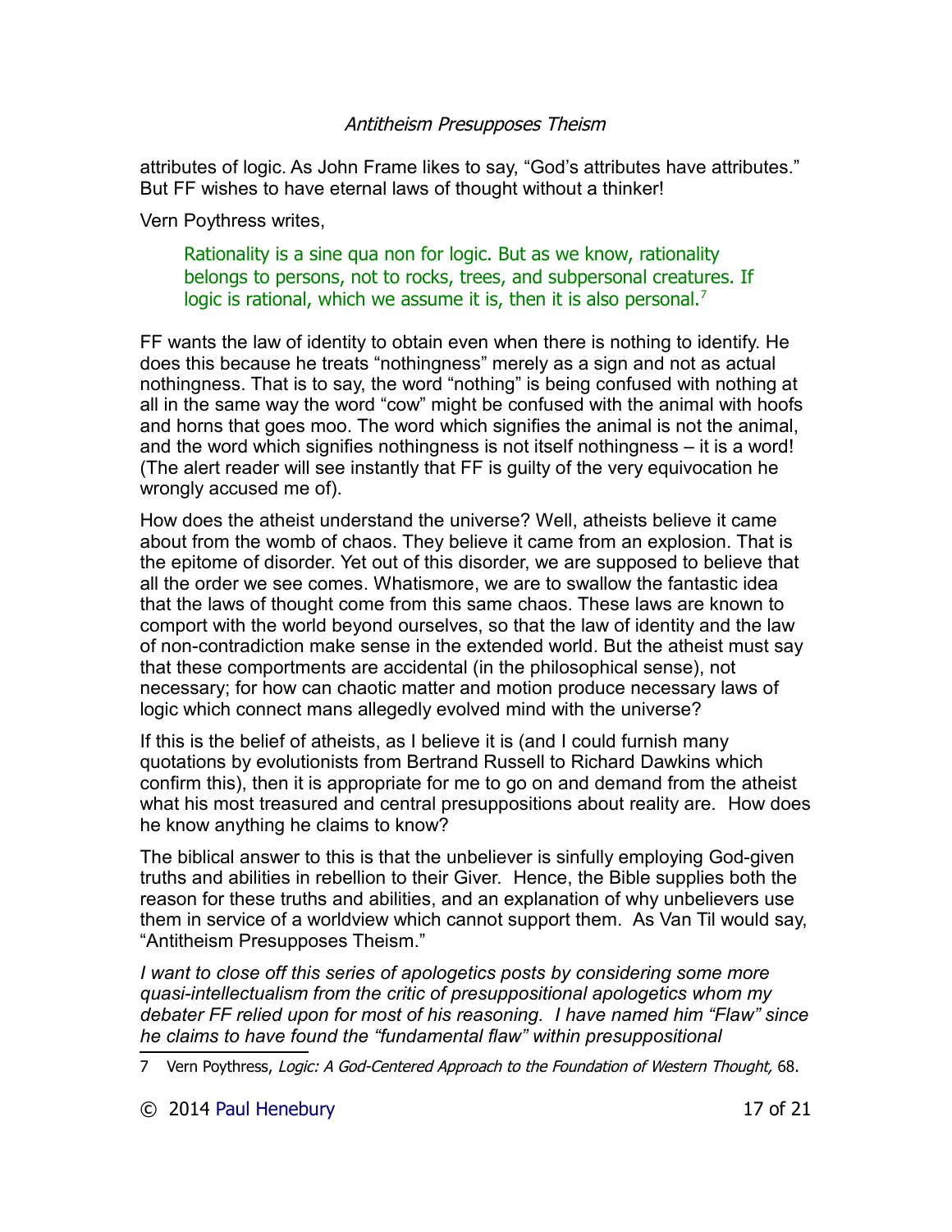attributes of logic. As John Frame likes to say, "God's attributes have attributes." But FF wishes to have eternal laws of thought without a thinker!

Vern Poythress writes,

> Rationality is a sine qua non for logic. But as we know, rationality belongs to persons, not to rocks, trees, and subpersonal creatures. If logic is rational, which we assume it is, then it is also personal.[7]

FF wants the law of identity to obtain even when there is nothing to identify. He does this because he treats "nothingness" merely as a sign and not as actual nothingness. That is to say, the word "nothing" is being confused with nothing at all in the same way the word "cow" might be confused with the animal with hoofs and horns that goes moo. The word which signifies the animal is not the animal, and the word which signifies nothingness is not itself nothingness – it is a word! (The alert reader will see instantly that FF is guilty of the very equivocation he wrongly accused me of).

How does the atheist understand the universe? Well, atheists believe it came about from the womb of chaos. They believe it came from an explosion. That is the epitome of disorder. Yet out of this disorder, we are supposed to believe that all the order we see comes. Whatismore, we are to swallow the fantastic idea that the laws of thought come from this same chaos. These laws are known to comport with the world beyond ourselves, so that the law of identity and the law of non-contradiction make sense in the extended world. But the atheist must say that these comportments are accidental (in the philosophical sense), not necessary; for how can chaotic matter and motion produce necessary laws of logic which connect mans allegedly evolved mind with the universe?

If this is the belief of atheists, as I believe it is (and I could furnish many quotations by evolutionists from Bertrand Russell to Richard Dawkins which confirm this), then it is appropriate for me to go on and demand from the atheist what his most treasured and central presuppositions about reality are. How does he know anything he claims to know?

The biblical answer to this is that the unbeliever is sinfully employing God-given truths and abilities in rebellion to their Giver. Hence, the Bible supplies both the reason for these truths and abilities, and an explanation of why unbelievers use them in service of a worldview which cannot support them. As Van Til would say, "Antitheism Presupposes Theism."

*I want to close off this series of apologetics posts by considering some more quasi-intellectualism from the critic of presuppositional apologetics whom my debater FF relied upon for most of his reasoning. I have named him "Flaw" since he claims to have found the "fundamental flaw" within presuppositional*

---

7 Vern Poythress, *Logic: A God-Centered Approach to the Foundation of Western Thought,* 68.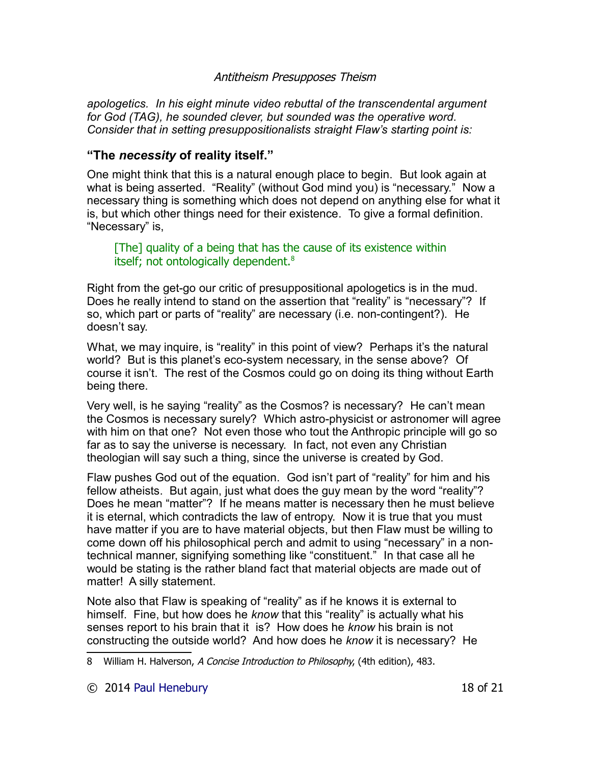*apologetics. In his eight minute video rebuttal of the transcendental argument for God (TAG), he sounded clever, but sounded was the operative word. Consider that in setting presuppositionalists straight Flaw's starting point is:*

## "The *necessity* of reality itself."

One might think that this is a natural enough place to begin. But look again at what is being asserted. "Reality" (without God mind you) is "necessary." Now a necessary thing is something which does not depend on anything else for what it is, but which other things need for their existence. To give a formal definition. "Necessary" is,

> [The] quality of a being that has the cause of its existence within itself; not ontologically dependent.[8]

Right from the get-go our critic of presuppositional apologetics is in the mud. Does he really intend to stand on the assertion that "reality" is "necessary"? If so, which part or parts of "reality" are necessary (i.e. non-contingent?). He doesn't say.

What, we may inquire, is "reality" in this point of view? Perhaps it's the natural world? But is this planet's eco-system necessary, in the sense above? Of course it isn't. The rest of the Cosmos could go on doing its thing without Earth being there.

Very well, is he saying "reality" as the Cosmos? is necessary? He can't mean the Cosmos is necessary surely? Which astro-physicist or astronomer will agree with him on that one? Not even those who tout the Anthropic principle will go so far as to say the universe is necessary. In fact, not even any Christian theologian will say such a thing, since the universe is created by God.

Flaw pushes God out of the equation. God isn't part of "reality" for him and his fellow atheists. But again, just what does the guy mean by the word "reality"? Does he mean "matter"? If he means matter is necessary then he must believe it is eternal, which contradicts the law of entropy. Now it is true that you must have matter if you are to have material objects, but then Flaw must be willing to come down off his philosophical perch and admit to using "necessary" in a non-technical manner, signifying something like "constituent." In that case all he would be stating is the rather bland fact that material objects are made out of matter! A silly statement.

Note also that Flaw is speaking of "reality" as if he knows it is external to himself. Fine, but how does he *know* that this "reality" is actually what his senses report to his brain that it is? How does he *know* his brain is not constructing the outside world? And how does he *know* it is necessary? He

---

8 William H. Halverson, *A Concise Introduction to Philosophy*, (4th edition), 483.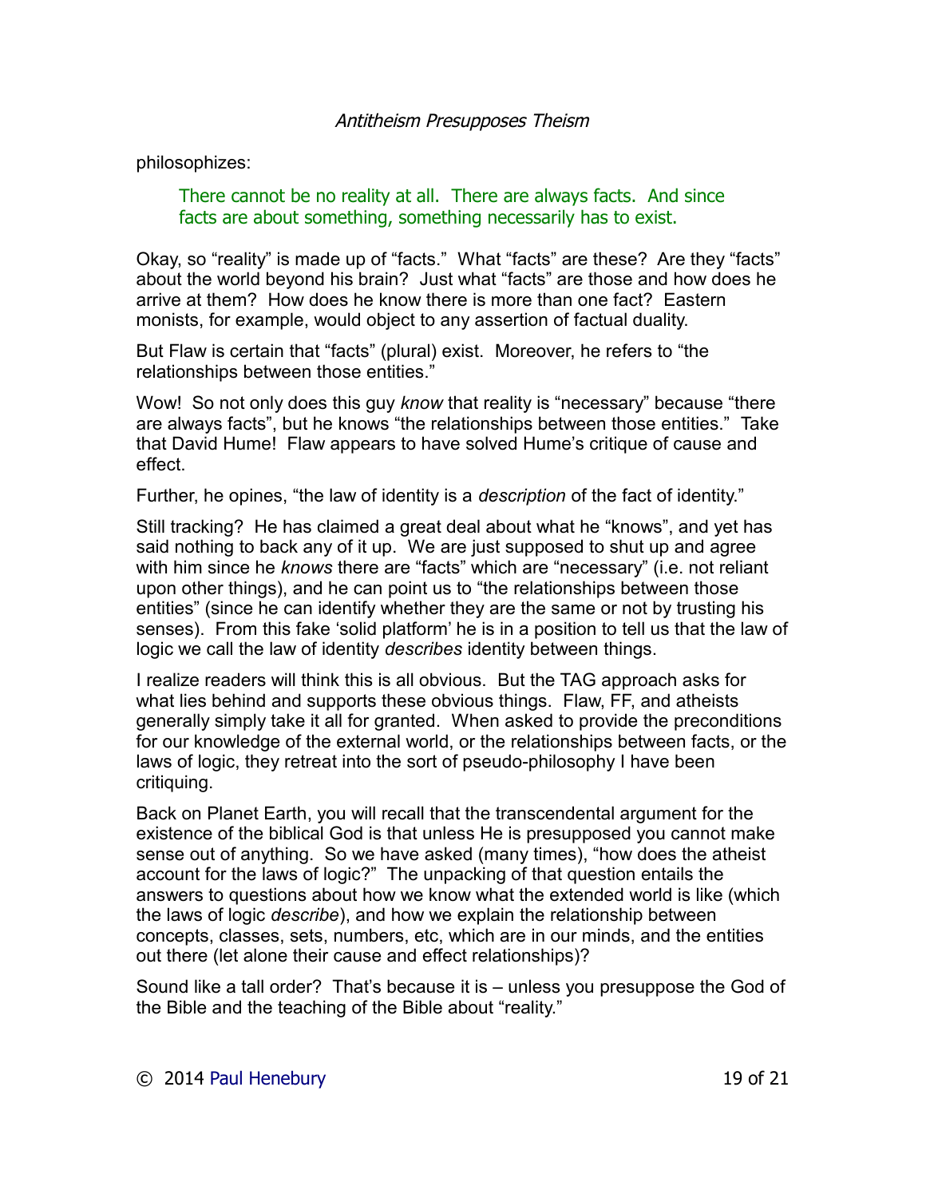philosophizes:

> There cannot be no reality at all. There are always facts. And since facts are about something, something necessarily has to exist.

Okay, so "reality" is made up of "facts." What "facts" are these? Are they "facts" about the world beyond his brain? Just what "facts" are those and how does he arrive at them? How does he know there is more than one fact? Eastern monists, for example, would object to any assertion of factual duality.

But Flaw is certain that "facts" (plural) exist. Moreover, he refers to "the relationships between those entities."

Wow! So not only does this guy *know* that reality is "necessary" because "there are always facts", but he knows "the relationships between those entities." Take that David Hume! Flaw appears to have solved Hume's critique of cause and effect.

Further, he opines, "the law of identity is a *description* of the fact of identity."

Still tracking? He has claimed a great deal about what he "knows", and yet has said nothing to back any of it up. We are just supposed to shut up and agree with him since he *knows* there are "facts" which are "necessary" (i.e. not reliant upon other things), and he can point us to "the relationships between those entities" (since he can identify whether they are the same or not by trusting his senses). From this fake 'solid platform' he is in a position to tell us that the law of logic we call the law of identity *describes* identity between things.

I realize readers will think this is all obvious. But the TAG approach asks for what lies behind and supports these obvious things. Flaw, FF, and atheists generally simply take it all for granted. When asked to provide the preconditions for our knowledge of the external world, or the relationships between facts, or the laws of logic, they retreat into the sort of pseudo-philosophy I have been critiquing.

Back on Planet Earth, you will recall that the transcendental argument for the existence of the biblical God is that unless He is presupposed you cannot make sense out of anything. So we have asked (many times), "how does the atheist account for the laws of logic?" The unpacking of that question entails the answers to questions about how we know what the extended world is like (which the laws of logic *describe*), and how we explain the relationship between concepts, classes, sets, numbers, etc, which are in our minds, and the entities out there (let alone their cause and effect relationships)?

Sound like a tall order? That's because it is – unless you presuppose the God of the Bible and the teaching of the Bible about "reality."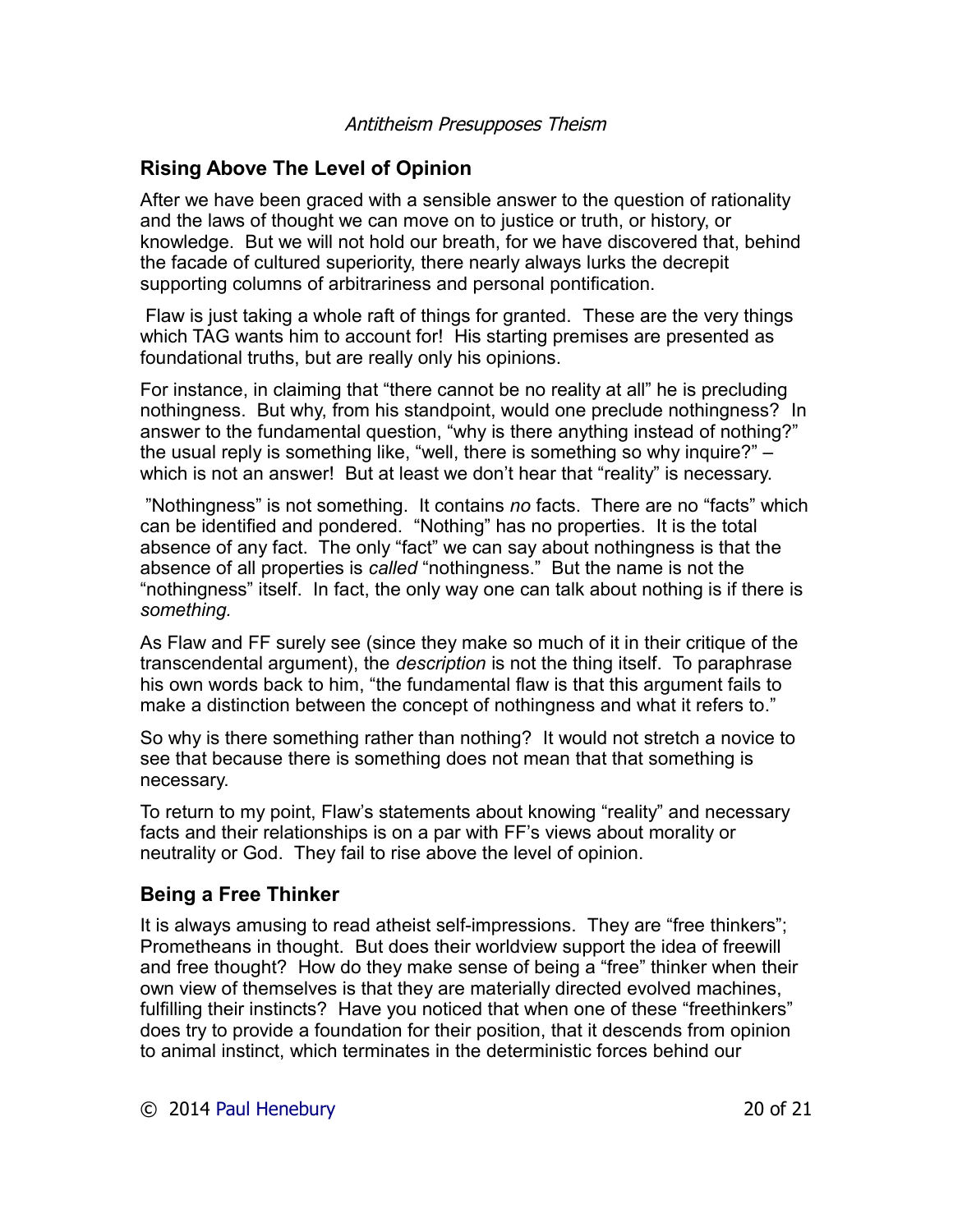## Rising Above The Level of Opinion

After we have been graced with a sensible answer to the question of rationality and the laws of thought we can move on to justice or truth, or history, or knowledge. But we will not hold our breath, for we have discovered that, behind the facade of cultured superiority, there nearly always lurks the decrepit supporting columns of arbitrariness and personal pontification.

Flaw is just taking a whole raft of things for granted. These are the very things which TAG wants him to account for! His starting premises are presented as foundational truths, but are really only his opinions.

For instance, in claiming that "there cannot be no reality at all" he is precluding nothingness. But why, from his standpoint, would one preclude nothingness? In answer to the fundamental question, "why is there anything instead of nothing?" the usual reply is something like, "well, there is something so why inquire?" – which is not an answer! But at least we don't hear that "reality" is necessary.

"Nothingness" is not something. It contains *no* facts. There are no "facts" which can be identified and pondered. "Nothing" has no properties. It is the total absence of any fact. The only "fact" we can say about nothingness is that the absence of all properties is *called* "nothingness." But the name is not the "nothingness" itself. In fact, the only way one can talk about nothing is if there is *something.*

As Flaw and FF surely see (since they make so much of it in their critique of the transcendental argument), the *description* is not the thing itself. To paraphrase his own words back to him, "the fundamental flaw is that this argument fails to make a distinction between the concept of nothingness and what it refers to."

So why is there something rather than nothing? It would not stretch a novice to see that because there is something does not mean that that something is necessary.

To return to my point, Flaw's statements about knowing "reality" and necessary facts and their relationships is on a par with FF's views about morality or neutrality or God. They fail to rise above the level of opinion.

## Being a Free Thinker

It is always amusing to read atheist self-impressions. They are "free thinkers"; Prometheans in thought. But does their worldview support the idea of freewill and free thought? How do they make sense of being a "free" thinker when their own view of themselves is that they are materially directed evolved machines, fulfilling their instincts? Have you noticed that when one of these "freethinkers" does try to provide a foundation for their position, that it descends from opinion to animal instinct, which terminates in the deterministic forces behind our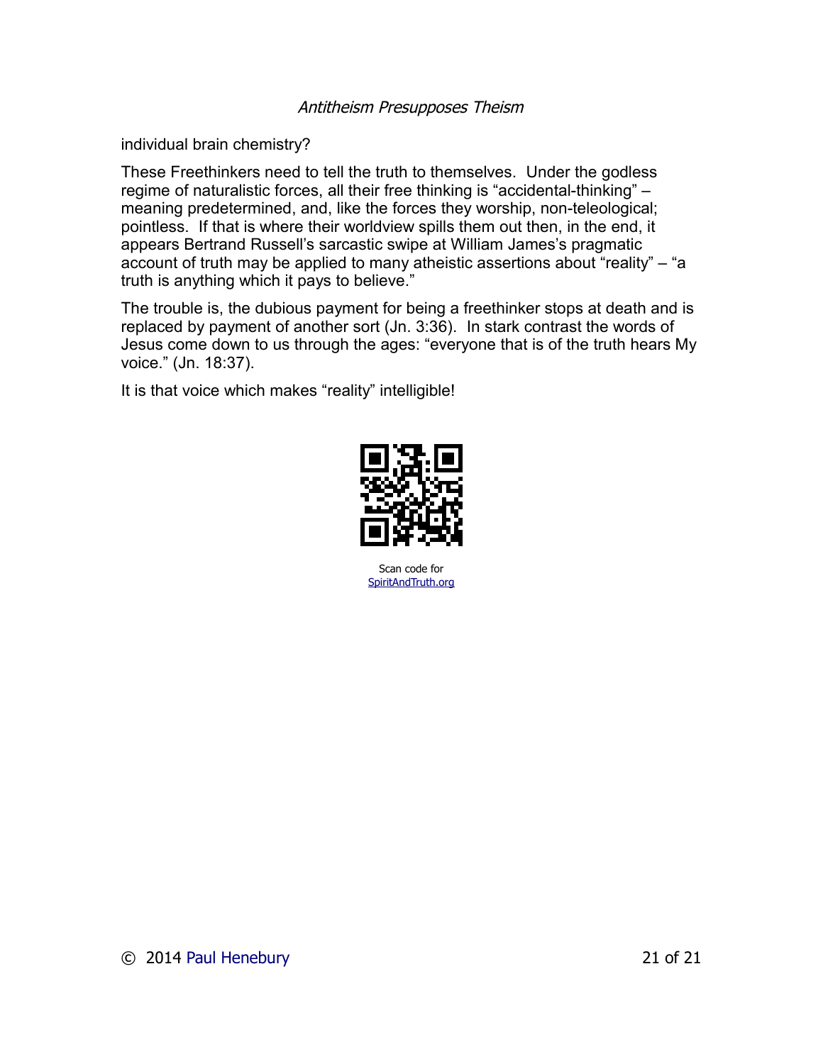individual brain chemistry?

These Freethinkers need to tell the truth to themselves. Under the godless regime of naturalistic forces, all their free thinking is "accidental-thinking" – meaning predetermined, and, like the forces they worship, non-teleological; pointless. If that is where their worldview spills them out then, in the end, it appears Bertrand Russell's sarcastic swipe at William James's pragmatic account of truth may be applied to many atheistic assertions about "reality" – "a truth is anything which it pays to believe."

The trouble is, the dubious payment for being a freethinker stops at death and is replaced by payment of another sort (Jn. 3:36). In stark contrast the words of Jesus come down to us through the ages: "everyone that is of the truth hears My voice." (Jn. 18:37).

It is that voice which makes "reality" intelligible!

Scan code for
SpiritAndTruth.org

© 2014 Paul Henebury